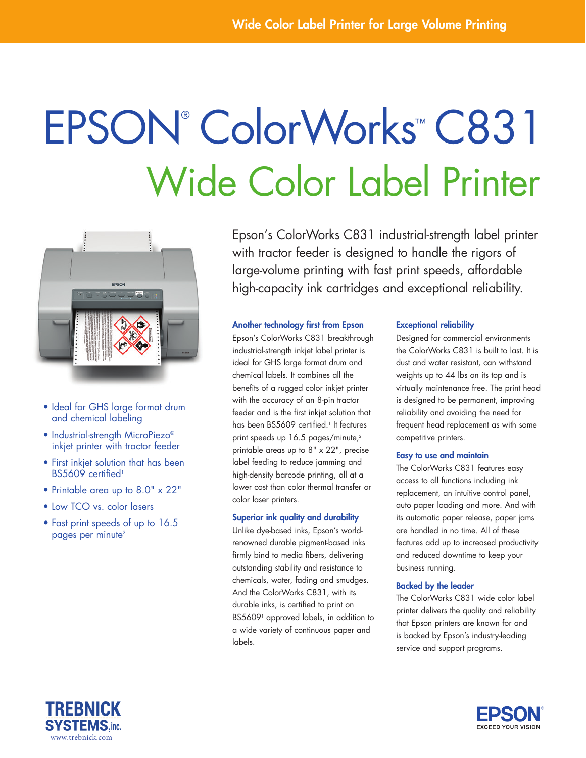Wide Color Label Printer for Large Volume Printing

# EPSON® ColorWorks™ C831

## Wide Color Label Printer

- Ideal for GHS large format drum and chemical labeling
- Industrial-strength MicroPiezo® inkjet printer with tractor feeder
- First inkjet solution that has been BS5609 certified[1]
- Printable area up to 8.0" x 22"
- Low TCO vs. color lasers
- Fast print speeds of up to 16.5 pages per minute[2]

Epson's ColorWorks C831 industrial-strength label printer with tractor feeder is designed to handle the rigors of large-volume printing with fast print speeds, affordable high-capacity ink cartridges and exceptional reliability.

### Another technology first from Epson

Epson's ColorWorks C831 breakthrough industrial-strength inkjet label printer is ideal for GHS large format drum and chemical labels. It combines all the benefits of a rugged color inkjet printer with the accuracy of an 8-pin tractor feeder and is the first inkjet solution that has been BS5609 certified.[1] It features print speeds up 16.5 pages/minute,[2] printable areas up to 8" x 22", precise label feeding to reduce jamming and high-density barcode printing, all at a lower cost than color thermal transfer or color laser printers.

### Superior ink quality and durability

Unlike dye-based inks, Epson's world-renowned durable pigment-based inks firmly bind to media fibers, delivering outstanding stability and resistance to chemicals, water, fading and smudges. And the ColorWorks C831, with its durable inks, is certified to print on BS5609[1] approved labels, in addition to a wide variety of continuous paper and labels.

### Exceptional reliability

Designed for commercial environments the ColorWorks C831 is built to last. It is dust and water resistant, can withstand weights up to 44 lbs on its top and is virtually maintenance free. The print head is designed to be permanent, improving reliability and avoiding the need for frequent head replacement as with some competitive printers.

### Easy to use and maintain

The ColorWorks C831 features easy access to all functions including ink replacement, an intuitive control panel, auto paper loading and more. And with its automatic paper release, paper jams are handled in no time. All of these features add up to increased productivity and reduced downtime to keep your business running.

### Backed by the leader

The ColorWorks C831 wide color label printer delivers the quality and reliability that Epson printers are known for and is backed by Epson's industry-leading service and support programs.

TREBNICK SYSTEMS, Inc.
www.trebnick.com

EPSON® EXCEED YOUR VISION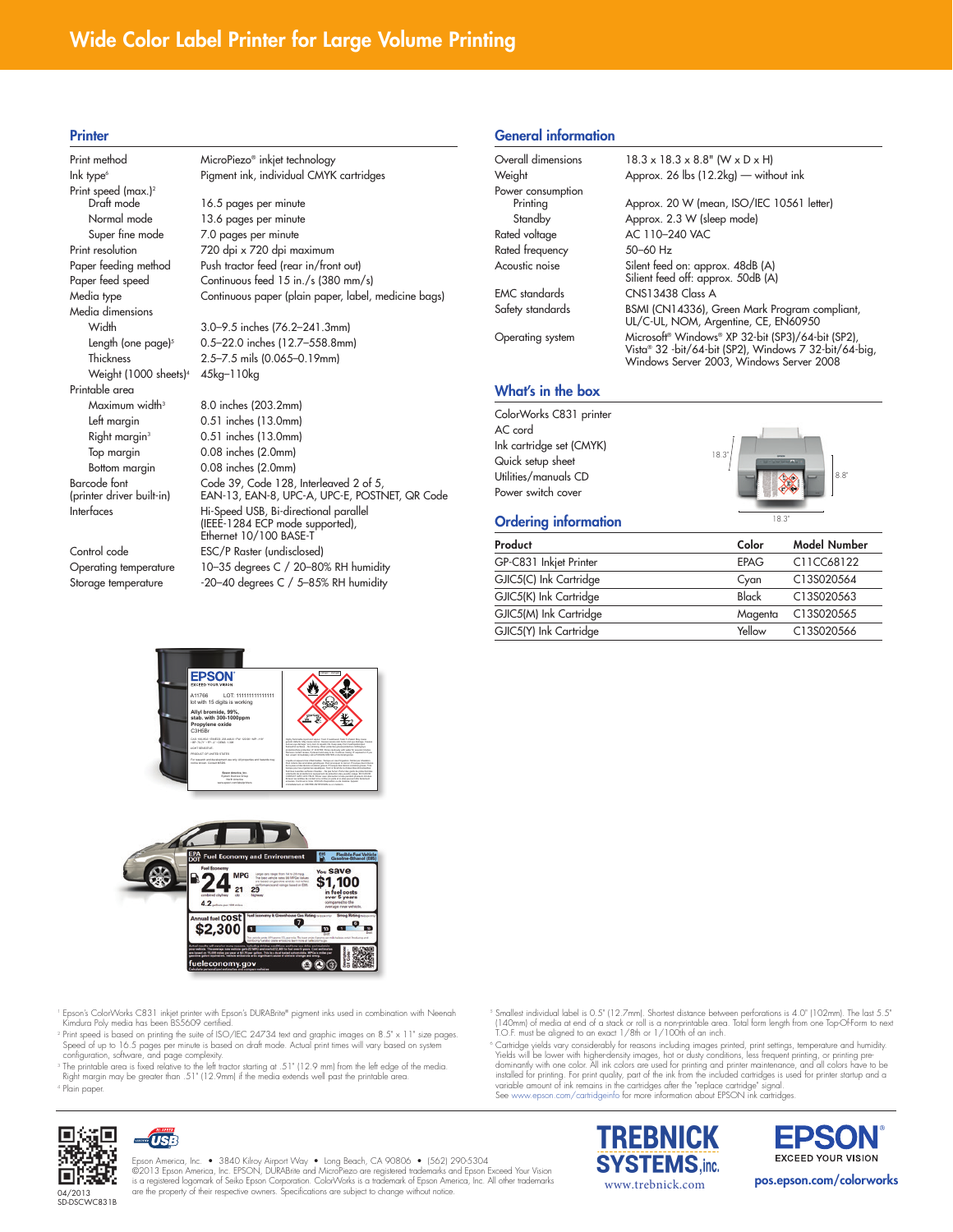# Wide Color Label Printer for Large Volume Printing

## Printer

| | |
|---|---|
| Print method | MicroPiezo® inkjet technology |
| Ink type[6] | Pigment ink, individual CMYK cartridges |
| Print speed (max.)[2] | |
| Draft mode | 16.5 pages per minute |
| Normal mode | 13.6 pages per minute |
| Super fine mode | 7.0 pages per minute |
| Print resolution | 720 dpi x 720 dpi maximum |
| Paper feeding method | Push tractor feed (rear in/front out) |
| Paper feed speed | Continuous feed 15 in./s (380 mm/s) |
| Media type | Continuous paper (plain paper, label, medicine bags) |
| Media dimensions | |
| Width | 3.0–9.5 inches (76.2–241.3mm) |
| Length (one page)[5] | 0.5–22.0 inches (12.7–558.8mm) |
| Thickness | 2.5–7.5 mils (0.065–0.19mm) |
| Weight (1000 sheets)[4] | 45kg–110kg |
| Printable area | |
| Maximum width[3] | 8.0 inches (203.2mm) |
| Left margin | 0.51 inches (13.0mm) |
| Right margin[3] | 0.51 inches (13.0mm) |
| Top margin | 0.08 inches (2.0mm) |
| Bottom margin | 0.08 inches (2.0mm) |
| Barcode font (printer driver built-in) | Code 39, Code 128, Interleaved 2 of 5, EAN-13, EAN-8, UPC-A, UPC-E, POSTNET, QR Code |
| Interfaces | Hi-Speed USB, Bi-directional parallel (IEEE-1284 ECP mode supported), Ethernet 10/100 BASE-T |
| Control code | ESC/P Raster (undisclosed) |
| Operating temperature | 10–35 degrees C / 20–80% RH humidity |
| Storage temperature | -20–40 degrees C / 5–85% RH humidity |

## General information

| | |
|---|---|
| Overall dimensions | 18.3 x 18.3 x 8.8" (W x D x H) |
| Weight | Approx. 26 lbs (12.2kg) — without ink |
| Power consumption | |
| Printing | Approx. 20 W (mean, ISO/IEC 10561 letter) |
| Standby | Approx. 2.3 W (sleep mode) |
| Rated voltage | AC 110–240 VAC |
| Rated frequency | 50–60 Hz |
| Acoustic noise | Silent feed on: approx. 48dB (A) Silient feed off: approx. 50dB (A) |
| EMC standards | CNS13438 Class A |
| Safety standards | BSMI (CN14336), Green Mark Program compliant, UL/C-UL, NOM, Argentine, CE, EN60950 |
| Operating system | Microsoft® Windows® XP 32-bit (SP3)/64-bit (SP2), Vista® 32 -bit/64-bit (SP2), Windows 7 32-bit/64-big, Windows Server 2003, Windows Server 2008 |

## What's in the box

- ColorWorks C831 printer
- AC cord
- Ink cartridge set (CMYK)
- Quick setup sheet
- Utilities/manuals CD
- Power switch cover

18.3"

8.8"

18.3"

## Ordering information

| Product | Color | Model Number |
|---|---|---|
| GP-C831 Inkjet Printer | EPAG | C11CC68122 |
| GJIC5(C) Ink Cartridge | Cyan | C13S020564 |
| GJIC5(K) Ink Cartridge | Black | C13S020563 |
| GJIC5(M) Ink Cartridge | Magenta | C13S020565 |
| GJIC5(Y) Ink Cartridge | Yellow | C13S020566 |

[1] Epson's ColorWorks C831 inkjet printer with Epson's DURABrite® pigment inks used in combination with Neenah Kimdura Poly media has been BS5609 certified.

[2] Print speed is based on printing the suite of ISO/IEC 24734 text and graphic images on 8.5" x 11" size pages. Speed of up to 16.5 pages per minute is based on draft mode. Actual print times will vary based on system configuration, software, and page complexity.

[3] The printable area is fixed relative to the left tractor starting at .51" (12.9 mm) from the left edge of the media. Right margin may be greater than .51" (12.9mm) if the media extends well past the printable area.

[4] Plain paper.

[5] Smallest individual label is 0.5" (12.7mm). Shortest distance between perforations is 4.0" (102mm). The last 5.5" (140mm) of media at end of a stack or roll is a non-printable area. Total form length from one Top-Of-Form to next T.O.F. must be aligned to an exact 1/8th or 1/100th of an inch.

[6] Cartridge yields vary considerably for reasons including images printed, print settings, temperature and humidity. Yields will be lower with higher-density images, hot or dusty conditions, less frequent printing, or printing predominantly with one color. All ink colors are used for printing and printer maintenance, and all colors have to be installed for printing. For print quality, part of the ink from the included cartridges is used for printer startup and a variable amount of ink remains in the cartridges after the "replace cartridge" signal. See www.epson.com/cartridgeinfo for more information about EPSON ink cartridges.

Epson America, Inc. • 3840 Kilroy Airport Way • Long Beach, CA 90806 • (562) 290-5304
©2013 Epson America, Inc. EPSON, DURABrite and MicroPiezo are registered trademarks and Epson Exceed Your Vision is a registered logomark of Seiko Epson Corporation. ColorWorks is a trademark of Epson America, Inc. All other trademarks are the property of their respective owners. Specifications are subject to change without notice.

04/2013
SD-DSCWC831B

TREBNICK SYSTEMS, inc.
www.trebnick.com

EPSON® EXCEED YOUR VISION
pos.epson.com/colorworks